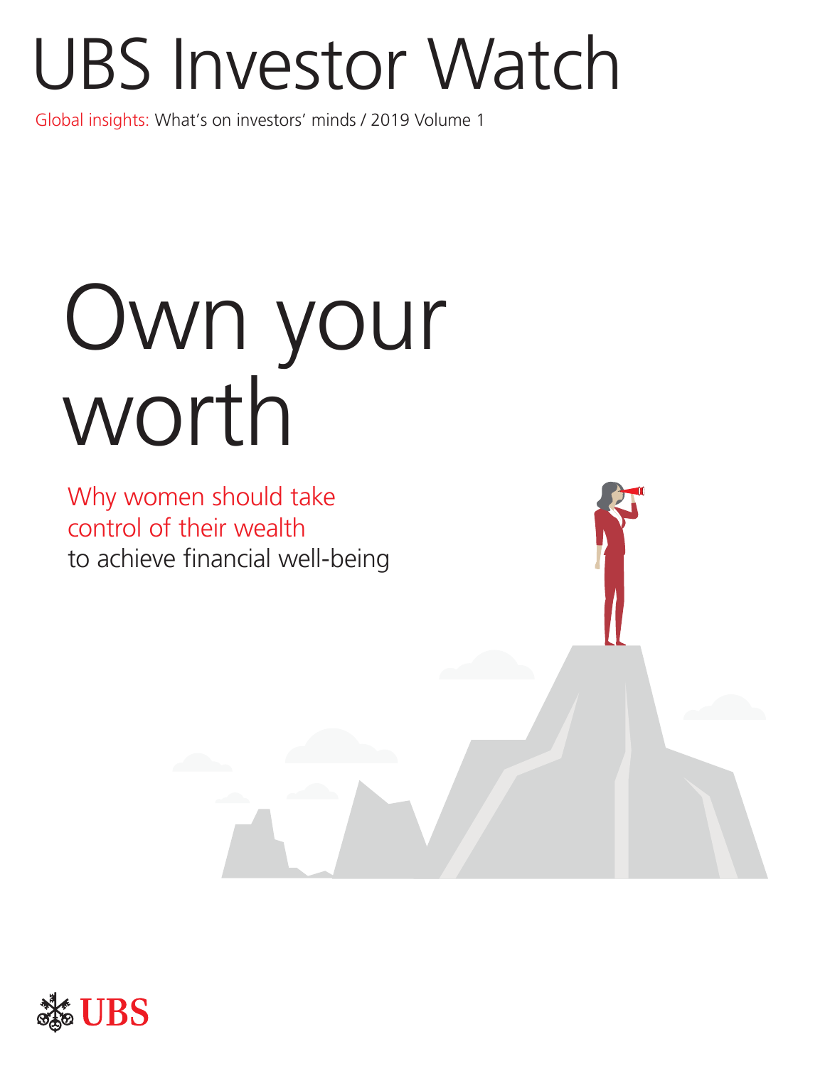# UBS Investor Watch

Global insights: What's on investors' minds / 2019 Volume 1

# Own your worth

## Why women should take control of their wealth to achieve financial well-being

UBS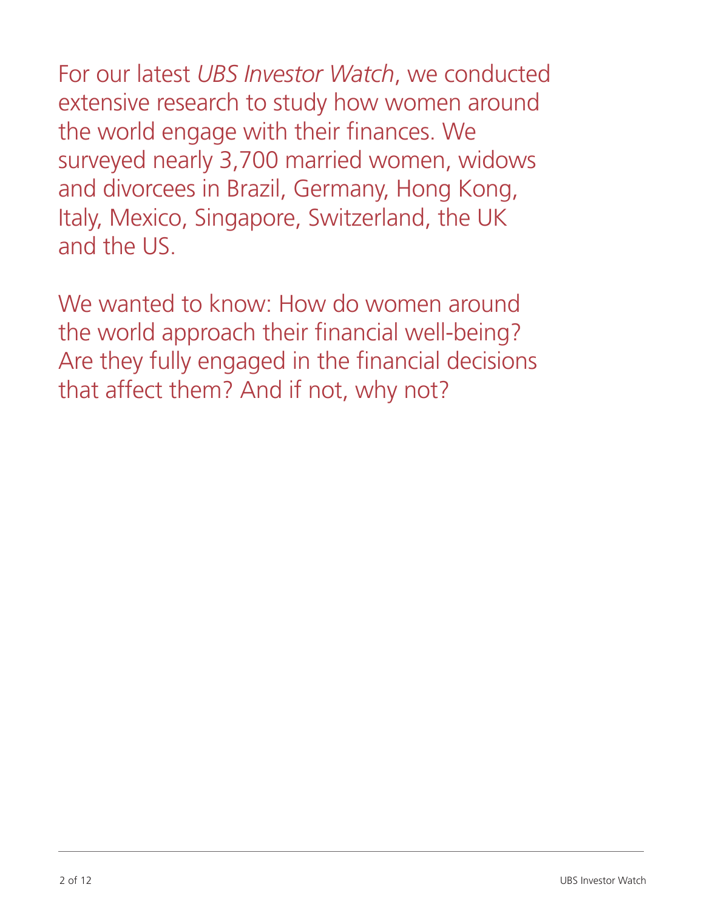For our latest *UBS Investor Watch*, we conducted extensive research to study how women around the world engage with their finances. We surveyed nearly 3,700 married women, widows and divorcees in Brazil, Germany, Hong Kong, Italy, Mexico, Singapore, Switzerland, the UK and the US.

We wanted to know: How do women around the world approach their financial well-being? Are they fully engaged in the financial decisions that affect them? And if not, why not?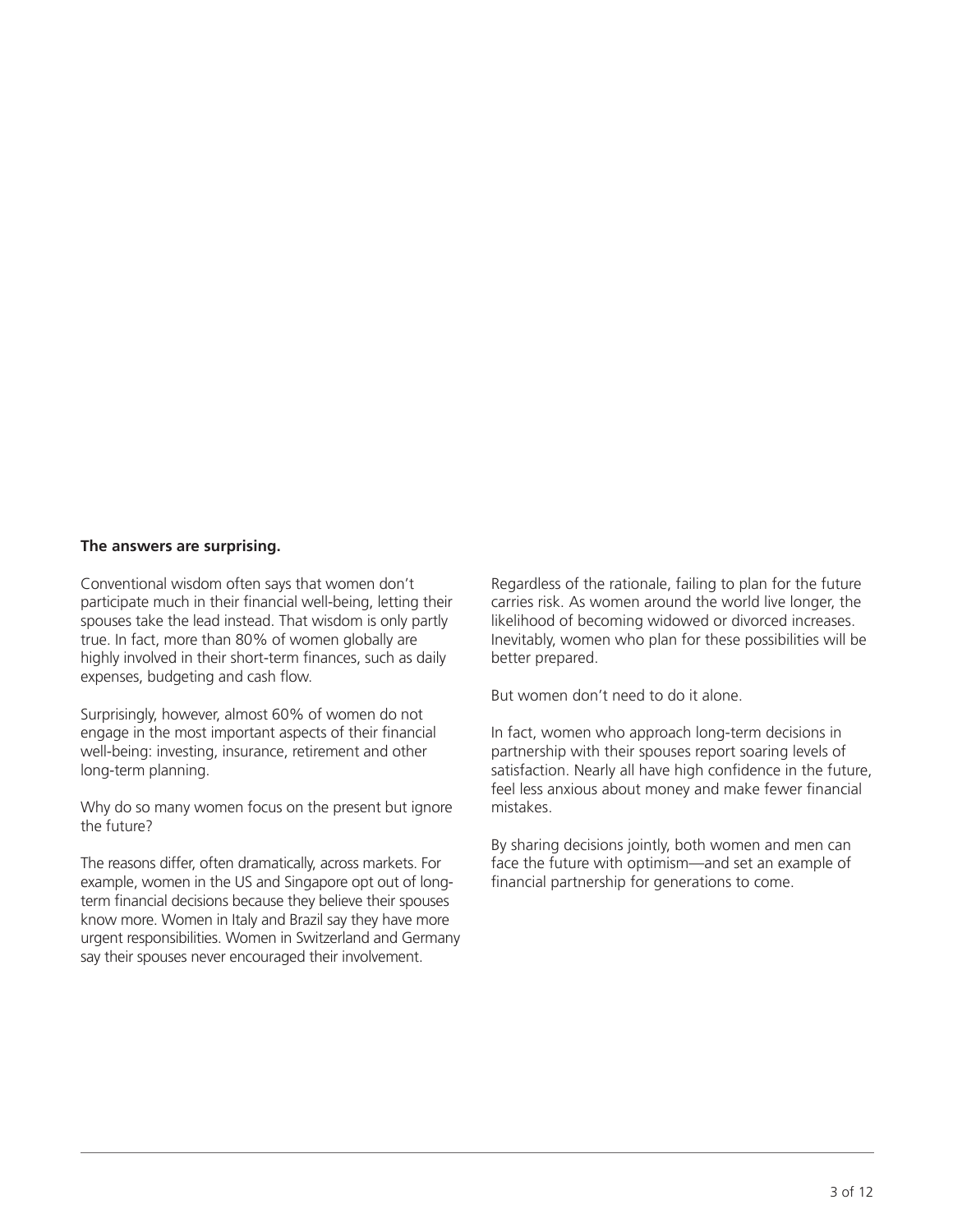**The answers are surprising.**

Conventional wisdom often says that women don't participate much in their financial well-being, letting their spouses take the lead instead. That wisdom is only partly true. In fact, more than 80% of women globally are highly involved in their short-term finances, such as daily expenses, budgeting and cash flow.

Surprisingly, however, almost 60% of women do not engage in the most important aspects of their financial well-being: investing, insurance, retirement and other long-term planning.

Why do so many women focus on the present but ignore the future?

The reasons differ, often dramatically, across markets. For example, women in the US and Singapore opt out of long-term financial decisions because they believe their spouses know more. Women in Italy and Brazil say they have more urgent responsibilities. Women in Switzerland and Germany say their spouses never encouraged their involvement.

Regardless of the rationale, failing to plan for the future carries risk. As women around the world live longer, the likelihood of becoming widowed or divorced increases. Inevitably, women who plan for these possibilities will be better prepared.

But women don't need to do it alone.

In fact, women who approach long-term decisions in partnership with their spouses report soaring levels of satisfaction. Nearly all have high confidence in the future, feel less anxious about money and make fewer financial mistakes.

By sharing decisions jointly, both women and men can face the future with optimism—and set an example of financial partnership for generations to come.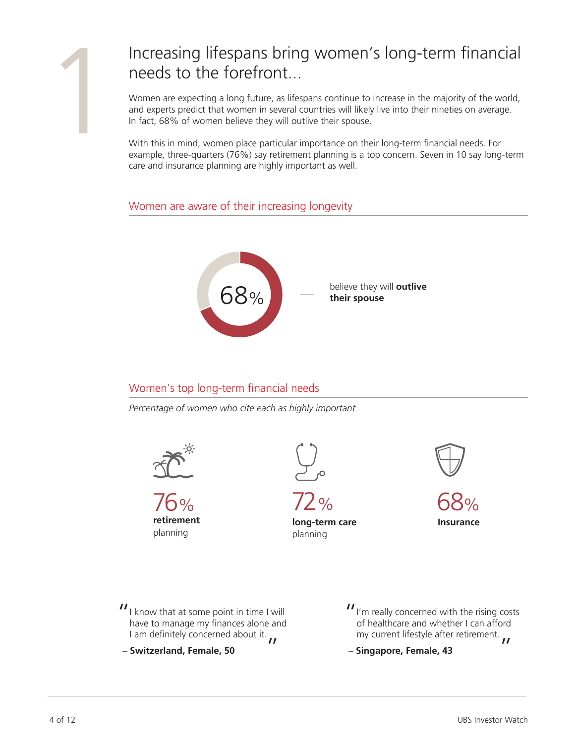# 1

## Increasing lifespans bring women's long-term financial needs to the forefront...

Women are expecting a long future, as lifespans continue to increase in the majority of the world, and experts predict that women in several countries will likely live into their nineties on average. In fact, 68% of women believe they will outlive their spouse.

With this in mind, women place particular importance on their long-term financial needs. For example, three-quarters (76%) say retirement planning is a top concern. Seven in 10 say long-term care and insurance planning are highly important as well.

### Women are aware of their increasing longevity

68% believe they will **outlive their spouse**

### Women's top long-term financial needs

*Percentage of women who cite each as highly important*

76% **retirement** planning

72% **long-term care** planning

68% **Insurance**

"I know that at some point in time I will have to manage my finances alone and I am definitely concerned about it."

**– Switzerland, Female, 50**

"I'm really concerned with the rising costs of healthcare and whether I can afford my current lifestyle after retirement."

**– Singapore, Female, 43**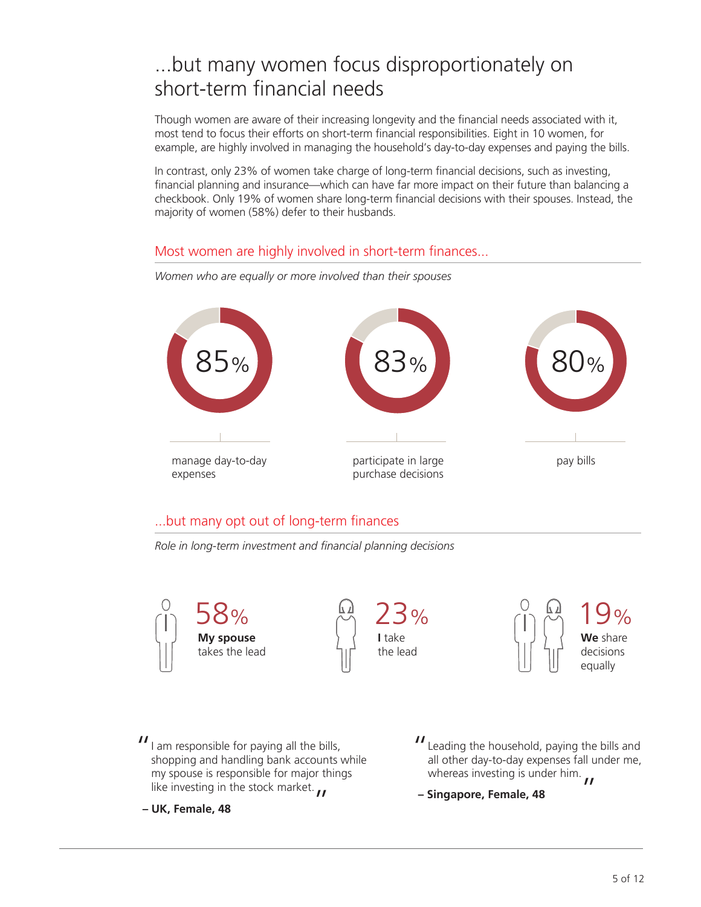# ...but many women focus disproportionately on short-term financial needs

Though women are aware of their increasing longevity and the financial needs associated with it, most tend to focus their efforts on short-term financial responsibilities. Eight in 10 women, for example, are highly involved in managing the household's day-to-day expenses and paying the bills.

In contrast, only 23% of women take charge of long-term financial decisions, such as investing, financial planning and insurance—which can have far more impact on their future than balancing a checkbook. Only 19% of women share long-term financial decisions with their spouses. Instead, the majority of women (58%) defer to their husbands.

## Most women are highly involved in short-term finances...

*Women who are equally or more involved than their spouses*

- 85% manage day-to-day expenses
- 83% participate in large purchase decisions
- 80% pay bills

## ...but many opt out of long-term finances

*Role in long-term investment and financial planning decisions*

- 58% **My spouse** takes the lead
- 23% **I** take the lead
- 19% **We** share decisions equally

"I am responsible for paying all the bills, shopping and handling bank accounts while my spouse is responsible for major things like investing in the stock market."

**– UK, Female, 48**

"Leading the household, paying the bills and all other day-to-day expenses fall under me, whereas investing is under him."

**– Singapore, Female, 48**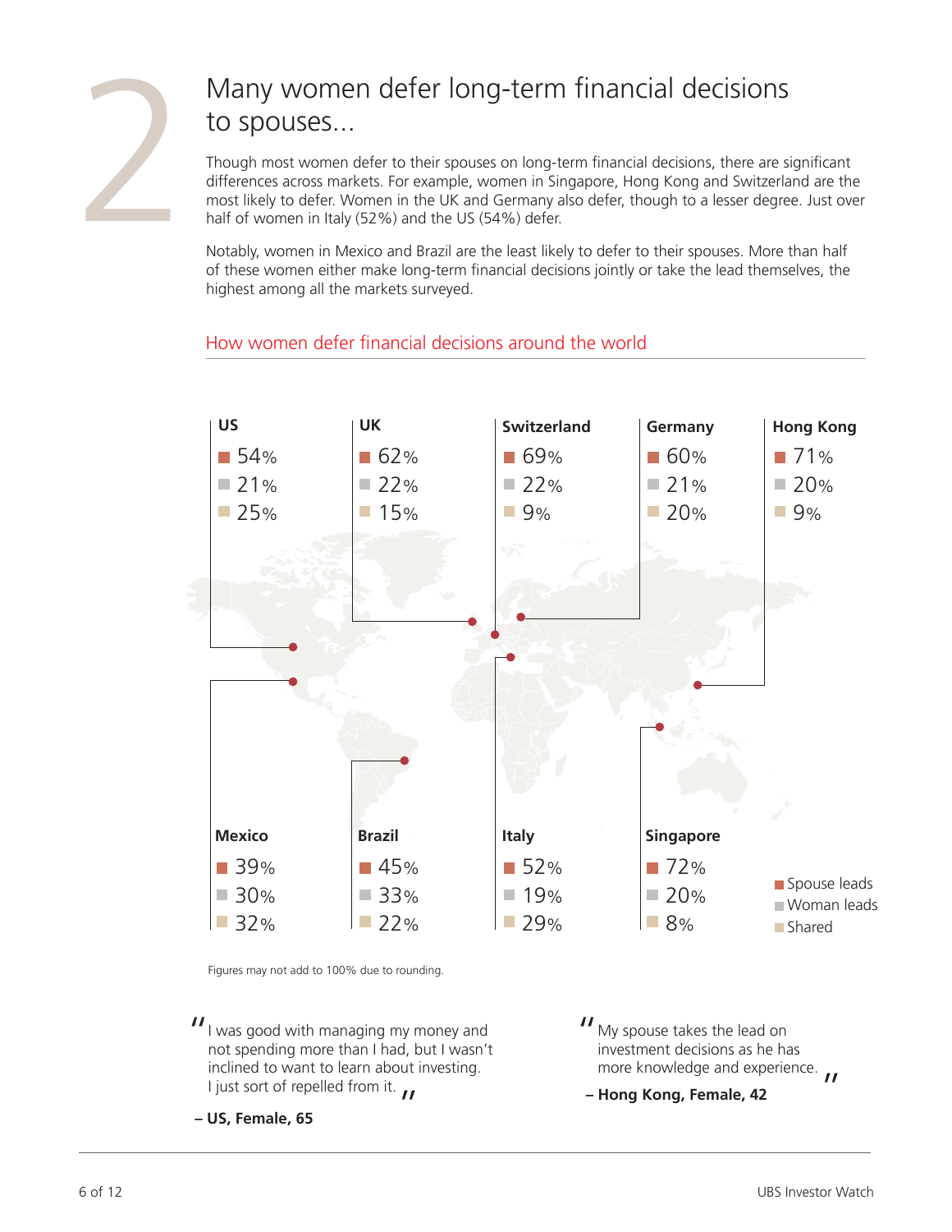# 2 Many women defer long-term financial decisions to spouses…

Though most women defer to their spouses on long-term financial decisions, there are significant differences across markets. For example, women in Singapore, Hong Kong and Switzerland are the most likely to defer. Women in the UK and Germany also defer, though to a lesser degree. Just over half of women in Italy (52%) and the US (54%) defer.

Notably, women in Mexico and Brazil are the least likely to defer to their spouses. More than half of these women either make long-term financial decisions jointly or take the lead themselves, the highest among all the markets surveyed.

## How women defer financial decisions around the world

| Market | Spouse leads | Woman leads | Shared |
|---|---|---|---|
| US | 54% | 21% | 25% |
| UK | 62% | 22% | 15% |
| Switzerland | 69% | 22% | 9% |
| Germany | 60% | 21% | 20% |
| Hong Kong | 71% | 20% | 9% |
| Mexico | 39% | 30% | 32% |
| Brazil | 45% | 33% | 22% |
| Italy | 52% | 19% | 29% |
| Singapore | 72% | 20% | 8% |

Figures may not add to 100% due to rounding.

> "I was good with managing my money and not spending more than I had, but I wasn't inclined to want to learn about investing. I just sort of repelled from it."
>
> **– US, Female, 65**

> "My spouse takes the lead on investment decisions as he has more knowledge and experience."
>
> **– Hong Kong, Female, 42**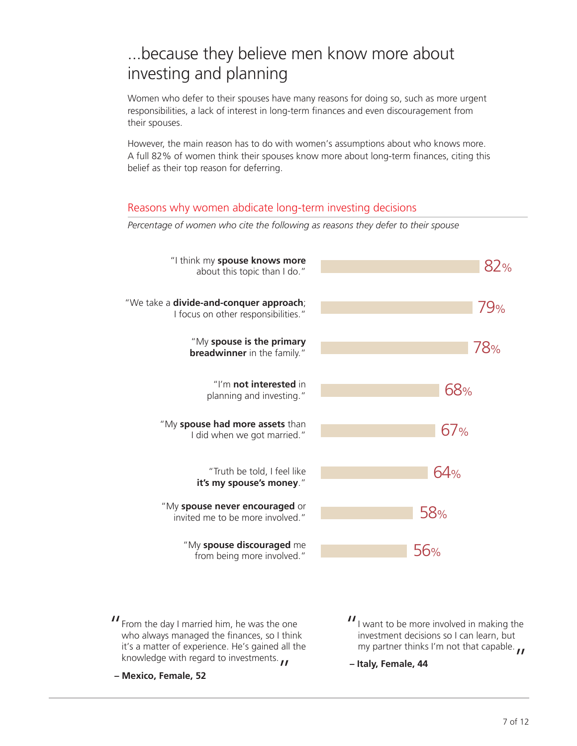# ...because they believe men know more about investing and planning

Women who defer to their spouses have many reasons for doing so, such as more urgent responsibilities, a lack of interest in long-term finances and even discouragement from their spouses.

However, the main reason has to do with women's assumptions about who knows more. A full 82% of women think their spouses know more about long-term finances, citing this belief as their top reason for deferring.

## Reasons why women abdicate long-term investing decisions

*Percentage of women who cite the following as reasons they defer to their spouse*

| Reason | Percentage |
| --- | --- |
| "I think my **spouse knows more** about this topic than I do." | 82% |
| "We take a **divide-and-conquer approach**; I focus on other responsibilities." | 79% |
| "My **spouse is the primary breadwinner** in the family." | 78% |
| "I'm **not interested** in planning and investing." | 68% |
| "My **spouse had more assets** than I did when we got married." | 67% |
| "Truth be told, I feel like **it's my spouse's money**." | 64% |
| "My **spouse never encouraged** or invited me to be more involved." | 58% |
| "My **spouse discouraged** me from being more involved." | 56% |

> "From the day I married him, he was the one who always managed the finances, so I think it's a matter of experience. He's gained all the knowledge with regard to investments."
>
> **– Mexico, Female, 52**

> "I want to be more involved in making the investment decisions so I can learn, but my partner thinks I'm not that capable."
>
> **– Italy, Female, 44**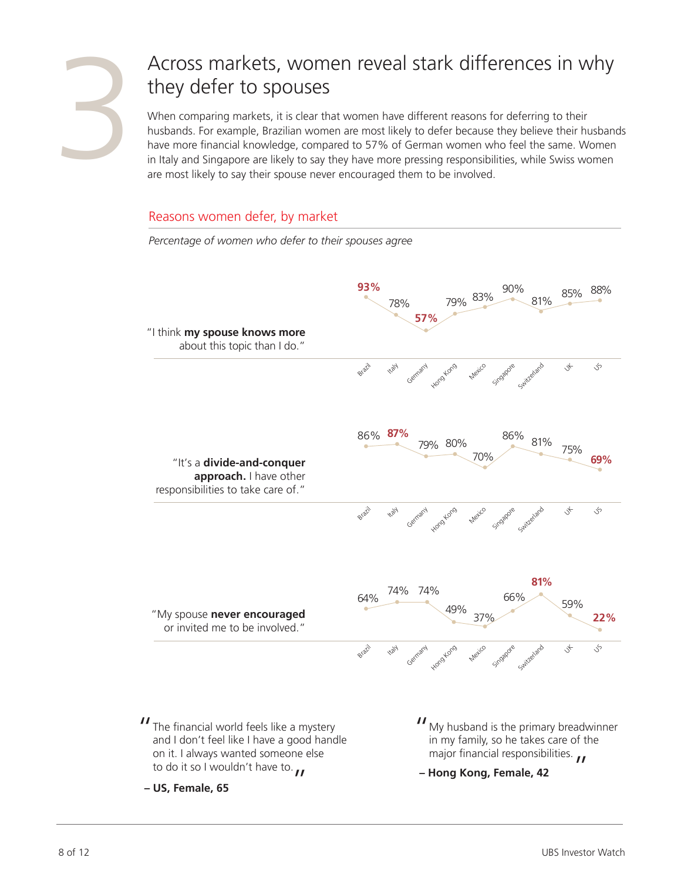# 3 Across markets, women reveal stark differences in why they defer to spouses

When comparing markets, it is clear that women have different reasons for deferring to their husbands. For example, Brazilian women are most likely to defer because they believe their husbands have more financial knowledge, compared to 57% of German women who feel the same. Women in Italy and Singapore are likely to say they have more pressing responsibilities, while Swiss women are most likely to say their spouse never encouraged them to be involved.

## Reasons women defer, by market

*Percentage of women who defer to their spouses agree*

| | Brazil | Italy | Germany | Hong Kong | Mexico | Singapore | Switzerland | UK | US |
|---|---|---|---|---|---|---|---|---|---|
| "I think **my spouse knows more** about this topic than I do." | **93%** | 78% | **57%** | 79% | 83% | 90% | 81% | 85% | 88% |
| "It's a **divide-and-conquer approach.** I have other responsibilities to take care of." | 86% | **87%** | 79% | 80% | 70% | 86% | 81% | 75% | **69%** |
| "My spouse **never encouraged** or invited me to be involved." | 64% | 74% | 74% | 49% | 37% | 66% | **81%** | 59% | **22%** |

"The financial world feels like a mystery and I don't feel like I have a good handle on it. I always wanted someone else to do it so I wouldn't have to."

**– US, Female, 65**

"My husband is the primary breadwinner in my family, so he takes care of the major financial responsibilities."

**– Hong Kong, Female, 42**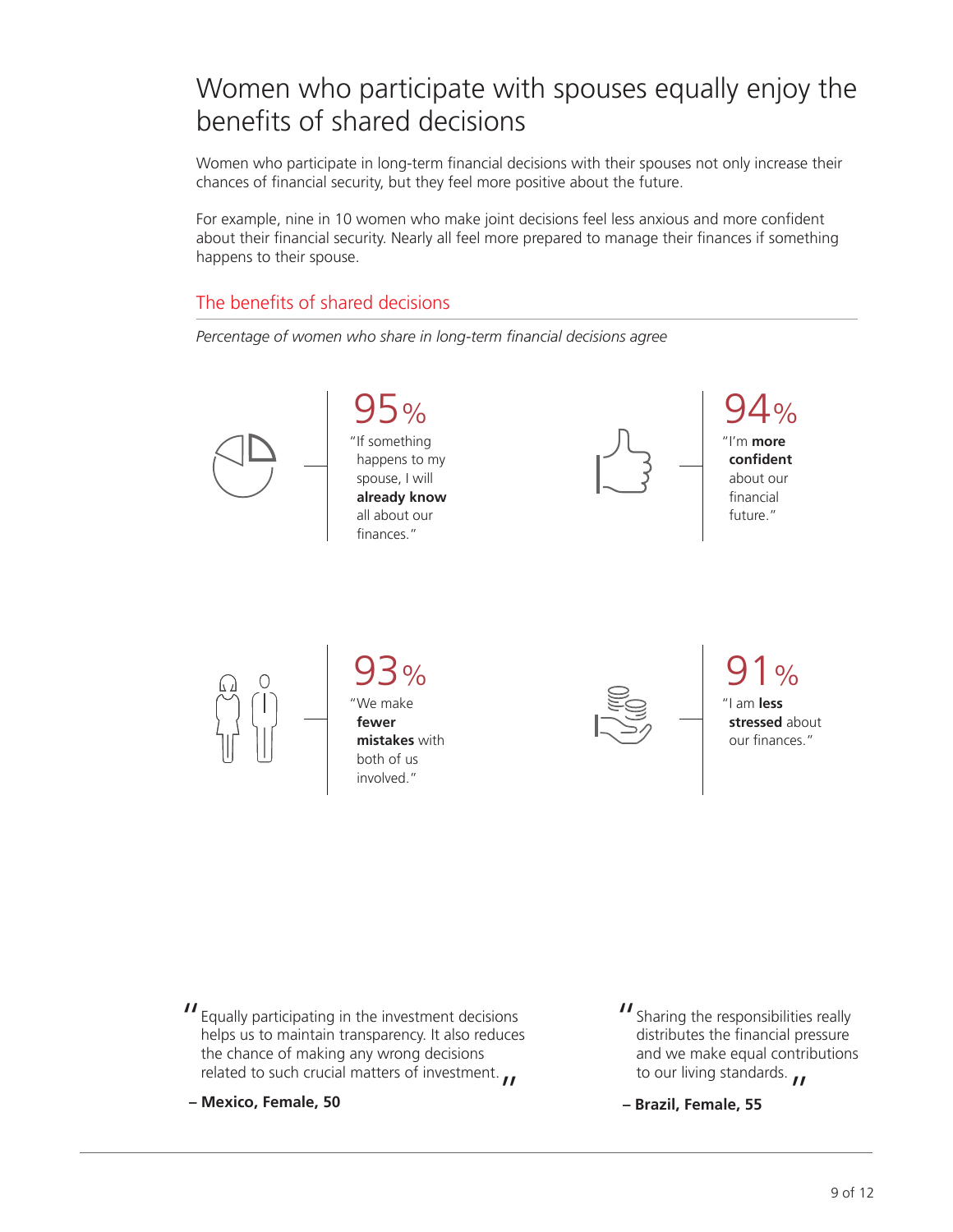# Women who participate with spouses equally enjoy the benefits of shared decisions

Women who participate in long-term financial decisions with their spouses not only increase their chances of financial security, but they feel more positive about the future.

For example, nine in 10 women who make joint decisions feel less anxious and more confident about their financial security. Nearly all feel more prepared to manage their finances if something happens to their spouse.

## The benefits of shared decisions

*Percentage of women who share in long-term financial decisions agree*

**95%** "If something happens to my spouse, I will **already know** all about our finances."

**94%** "I'm **more confident** about our financial future."

**93%** "We make **fewer mistakes** with both of us involved."

**91%** "I am **less stressed** about our finances."

"Equally participating in the investment decisions helps us to maintain transparency. It also reduces the chance of making any wrong decisions related to such crucial matters of investment."

**– Mexico, Female, 50**

"Sharing the responsibilities really distributes the financial pressure and we make equal contributions to our living standards."

**– Brazil, Female, 55**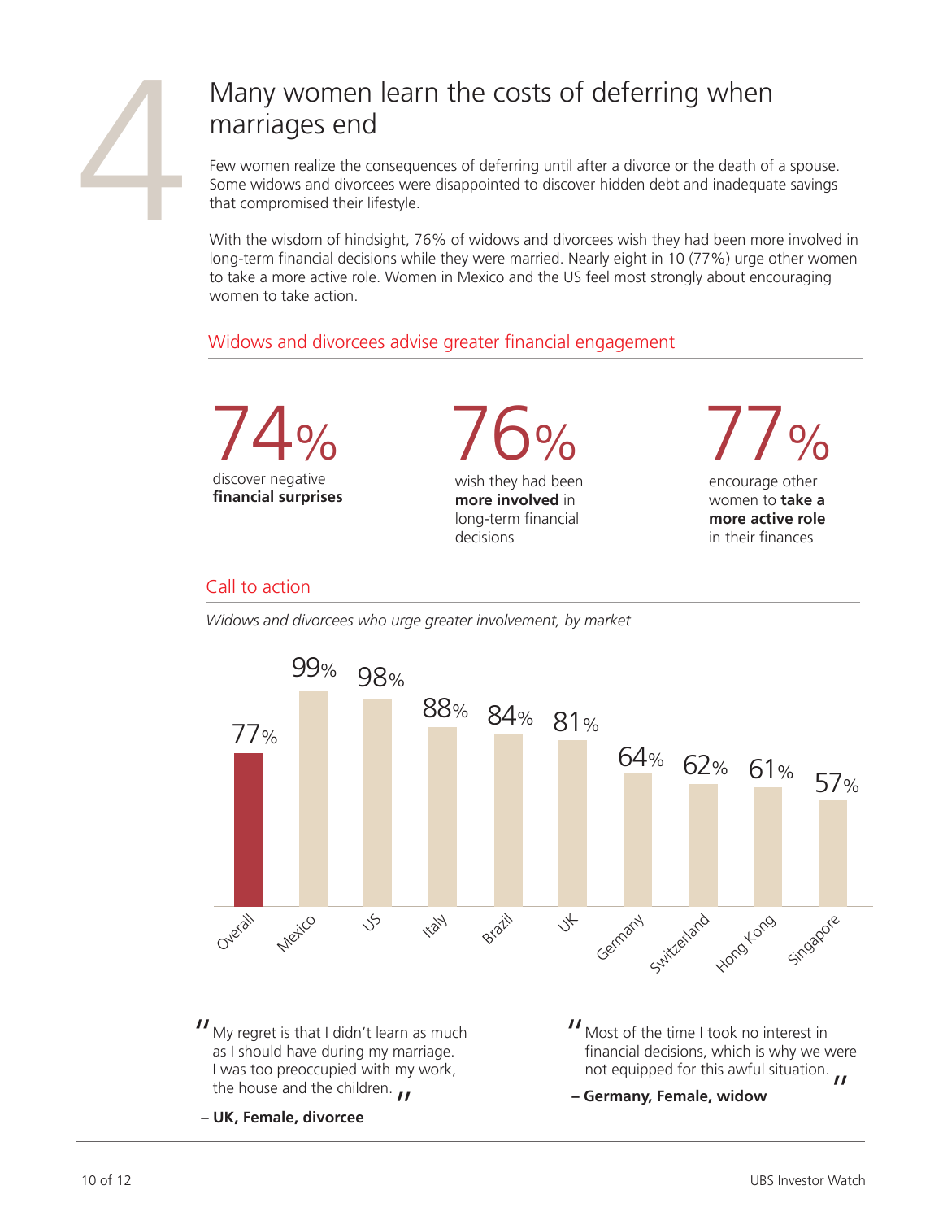# 4

## Many women learn the costs of deferring when marriages end

Few women realize the consequences of deferring until after a divorce or the death of a spouse. Some widows and divorcees were disappointed to discover hidden debt and inadequate savings that compromised their lifestyle.

With the wisdom of hindsight, 76% of widows and divorcees wish they had been more involved in long-term financial decisions while they were married. Nearly eight in 10 (77%) urge other women to take a more active role. Women in Mexico and the US feel most strongly about encouraging women to take action.

### Widows and divorcees advise greater financial engagement

**74%** discover negative **financial surprises**

**76%** wish they had been **more involved** in long-term financial decisions

**77%** encourage other women to **take a more active role** in their finances

### Call to action

*Widows and divorcees who urge greater involvement, by market*

| Market | % |
|---|---|
| Overall | 77% |
| Mexico | 99% |
| US | 98% |
| Italy | 88% |
| Brazil | 84% |
| UK | 81% |
| Germany | 64% |
| Switzerland | 62% |
| Hong Kong | 61% |
| Singapore | 57% |

"My regret is that I didn't learn as much as I should have during my marriage. I was too preoccupied with my work, the house and the children."

**– UK, Female, divorcee**

"Most of the time I took no interest in financial decisions, which is why we were not equipped for this awful situation."

**– Germany, Female, widow**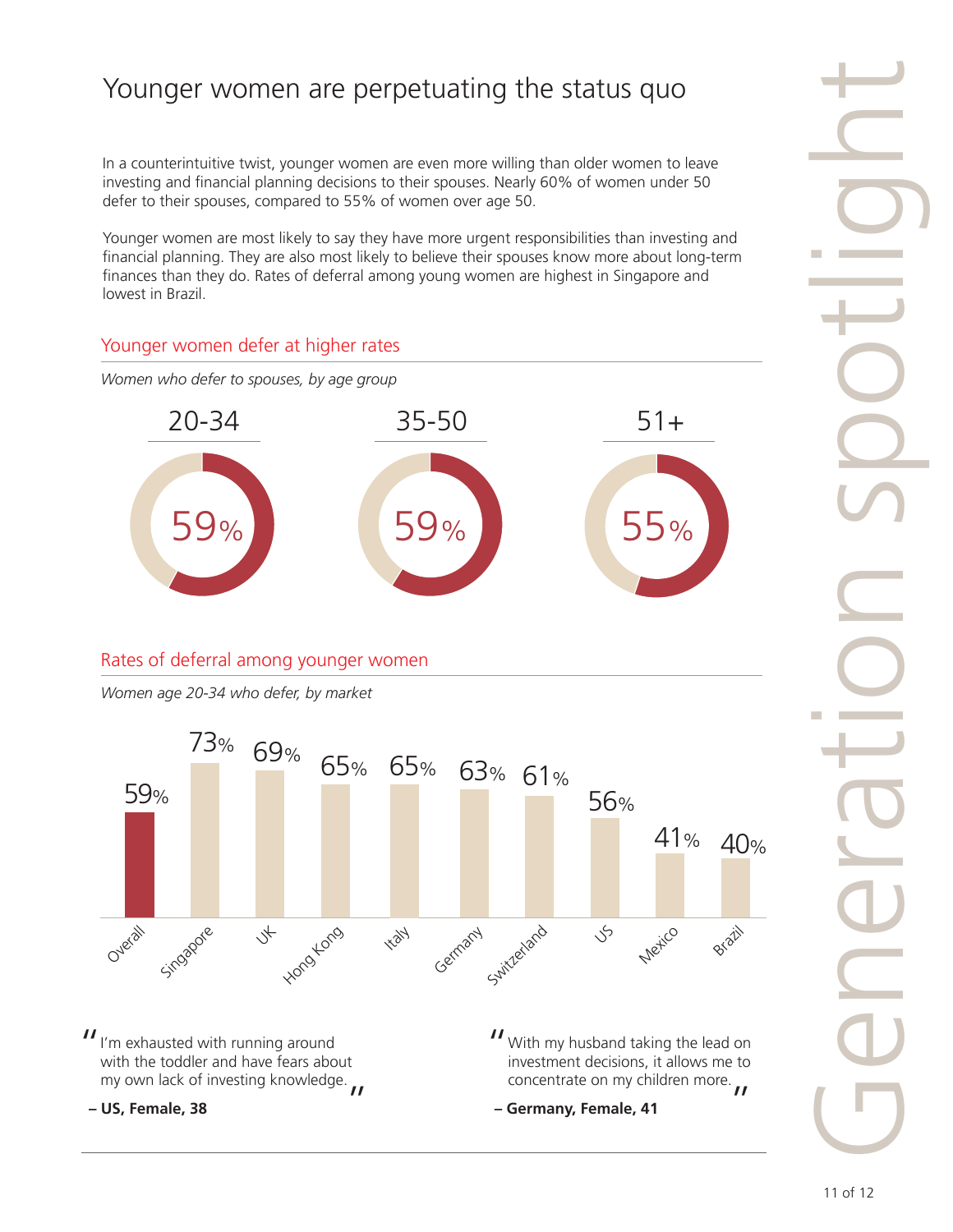# Younger women are perpetuating the status quo

In a counterintuitive twist, younger women are even more willing than older women to leave investing and financial planning decisions to their spouses. Nearly 60% of women under 50 defer to their spouses, compared to 55% of women over age 50.

Younger women are most likely to say they have more urgent responsibilities than investing and financial planning. They are also most likely to believe their spouses know more about long-term finances than they do. Rates of deferral among young women are highest in Singapore and lowest in Brazil.

## Younger women defer at higher rates

*Women who defer to spouses, by age group*

| 20-34 | 35-50 | 51+ |
| --- | --- | --- |
| 59% | 59% | 55% |

## Rates of deferral among younger women

*Women age 20-34 who defer, by market*

| Overall | Singapore | UK | Hong Kong | Italy | Germany | Switzerland | US | Mexico | Brazil |
| --- | --- | --- | --- | --- | --- | --- | --- | --- | --- |
| 59% | 73% | 69% | 65% | 65% | 63% | 61% | 56% | 41% | 40% |

"I'm exhausted with running around with the toddler and have fears about my own lack of investing knowledge."

**– US, Female, 38**

"With my husband taking the lead on investment decisions, it allows me to concentrate on my children more."

**– Germany, Female, 41**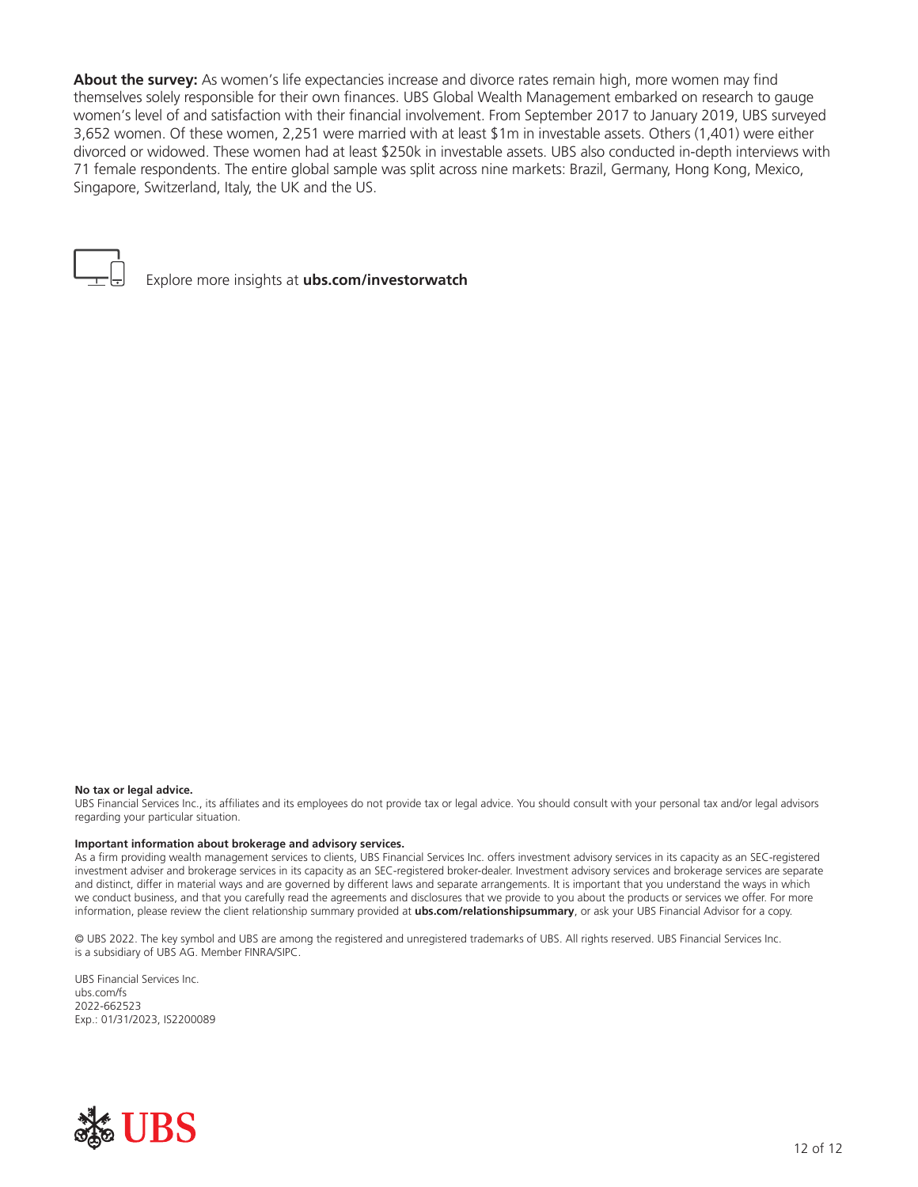**About the survey:** As women's life expectancies increase and divorce rates remain high, more women may find themselves solely responsible for their own finances. UBS Global Wealth Management embarked on research to gauge women's level of and satisfaction with their financial involvement. From September 2017 to January 2019, UBS surveyed 3,652 women. Of these women, 2,251 were married with at least $1m in investable assets. Others (1,401) were either divorced or widowed. These women had at least $250k in investable assets. UBS also conducted in-depth interviews with 71 female respondents. The entire global sample was split across nine markets: Brazil, Germany, Hong Kong, Mexico, Singapore, Switzerland, Italy, the UK and the US.

Explore more insights at **ubs.com/investorwatch**

**No tax or legal advice.**
UBS Financial Services Inc., its affiliates and its employees do not provide tax or legal advice. You should consult with your personal tax and/or legal advisors regarding your particular situation.

**Important information about brokerage and advisory services.**
As a firm providing wealth management services to clients, UBS Financial Services Inc. offers investment advisory services in its capacity as an SEC-registered investment adviser and brokerage services in its capacity as an SEC-registered broker-dealer. Investment advisory services and brokerage services are separate and distinct, differ in material ways and are governed by different laws and separate arrangements. It is important that you understand the ways in which we conduct business, and that you carefully read the agreements and disclosures that we provide to you about the products or services we offer. For more information, please review the client relationship summary provided at **ubs.com/relationshipsummary**, or ask your UBS Financial Advisor for a copy.

© UBS 2022. The key symbol and UBS are among the registered and unregistered trademarks of UBS. All rights reserved. UBS Financial Services Inc. is a subsidiary of UBS AG. Member FINRA/SIPC.

UBS Financial Services Inc.
ubs.com/fs
2022-662523
Exp.: 01/31/2023, IS2200089

UBS